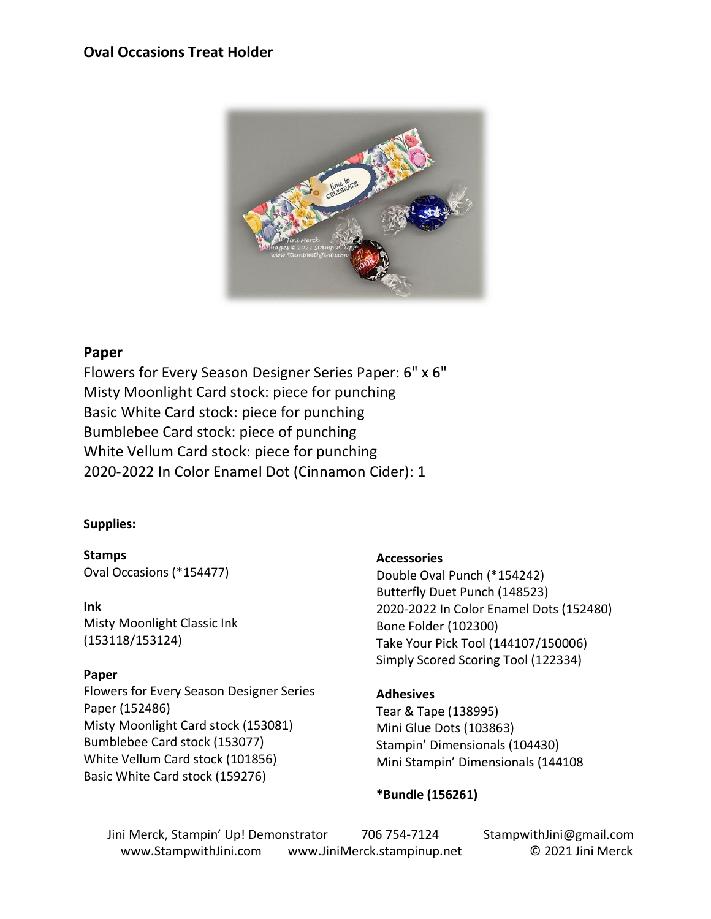## Oval Occasions Treat Holder

### Paper

Flowers for Every Season Designer Series Paper: 6" x 6"
Misty Moonlight Card stock: piece for punching
Basic White Card stock: piece for punching
Bumblebee Card stock: piece of punching
White Vellum Card stock: piece for punching
2020-2022 In Color Enamel Dot (Cinnamon Cider): 1

**Supplies:**

**Stamps**
Oval Occasions (*154477)

**Ink**
Misty Moonlight Classic Ink (153118/153124)

**Paper**
Flowers for Every Season Designer Series Paper (152486)
Misty Moonlight Card stock (153081)
Bumblebee Card stock (153077)
White Vellum Card stock (101856)
Basic White Card stock (159276)

**Accessories**
Double Oval Punch (*154242)
Butterfly Duet Punch (148523)
2020-2022 In Color Enamel Dots (152480)
Bone Folder (102300)
Take Your Pick Tool (144107/150006)
Simply Scored Scoring Tool (122334)

**Adhesives**
Tear & Tape (138995)
Mini Glue Dots (103863)
Stampin' Dimensionals (104430)
Mini Stampin' Dimensionals (144108

***Bundle (156261)**

Jini Merck, Stampin' Up! Demonstrator    706 754-7124    StampwithJini@gmail.com
www.StampwithJini.com    www.JiniMerck.stampinup.net    © 2021 Jini Merck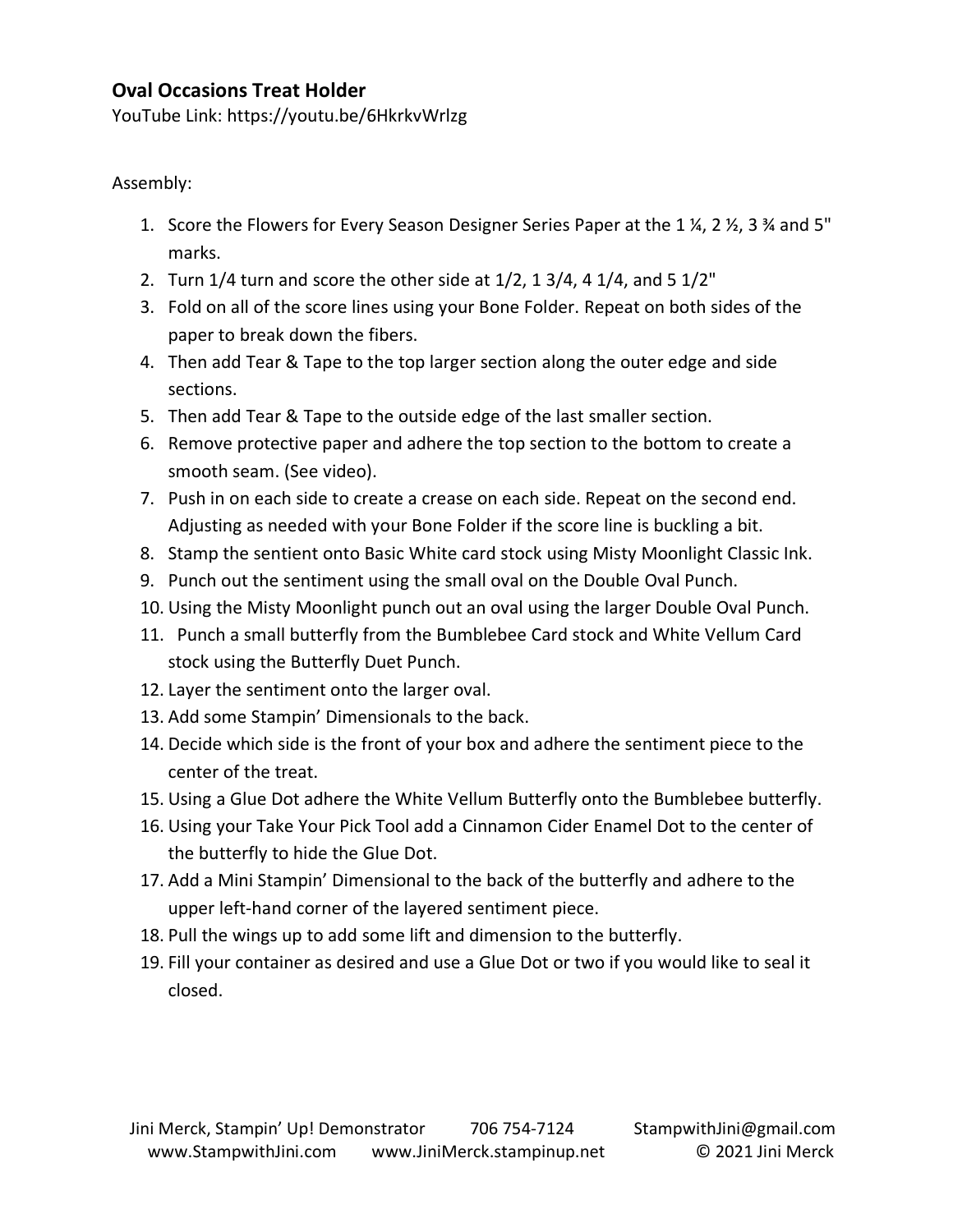**Oval Occasions Treat Holder**

YouTube Link: https://youtu.be/6HkrkvWrlzg

Assembly:

1. Score the Flowers for Every Season Designer Series Paper at the 1 ¼, 2 ½, 3 ¾ and 5" marks.
2. Turn 1/4 turn and score the other side at 1/2, 1 3/4, 4 1/4, and 5 1/2"
3. Fold on all of the score lines using your Bone Folder. Repeat on both sides of the paper to break down the fibers.
4. Then add Tear & Tape to the top larger section along the outer edge and side sections.
5. Then add Tear & Tape to the outside edge of the last smaller section.
6. Remove protective paper and adhere the top section to the bottom to create a smooth seam. (See video).
7. Push in on each side to create a crease on each side. Repeat on the second end. Adjusting as needed with your Bone Folder if the score line is buckling a bit.
8. Stamp the sentient onto Basic White card stock using Misty Moonlight Classic Ink.
9. Punch out the sentiment using the small oval on the Double Oval Punch.
10. Using the Misty Moonlight punch out an oval using the larger Double Oval Punch.
11. Punch a small butterfly from the Bumblebee Card stock and White Vellum Card stock using the Butterfly Duet Punch.
12. Layer the sentiment onto the larger oval.
13. Add some Stampin' Dimensionals to the back.
14. Decide which side is the front of your box and adhere the sentiment piece to the center of the treat.
15. Using a Glue Dot adhere the White Vellum Butterfly onto the Bumblebee butterfly.
16. Using your Take Your Pick Tool add a Cinnamon Cider Enamel Dot to the center of the butterfly to hide the Glue Dot.
17. Add a Mini Stampin' Dimensional to the back of the butterfly and adhere to the upper left-hand corner of the layered sentiment piece.
18. Pull the wings up to add some lift and dimension to the butterfly.
19. Fill your container as desired and use a Glue Dot or two if you would like to seal it closed.

Jini Merck, Stampin' Up! Demonstrator    706 754-7124    StampwithJini@gmail.com
www.StampwithJini.com    www.JiniMerck.stampinup.net    © 2021 Jini Merck